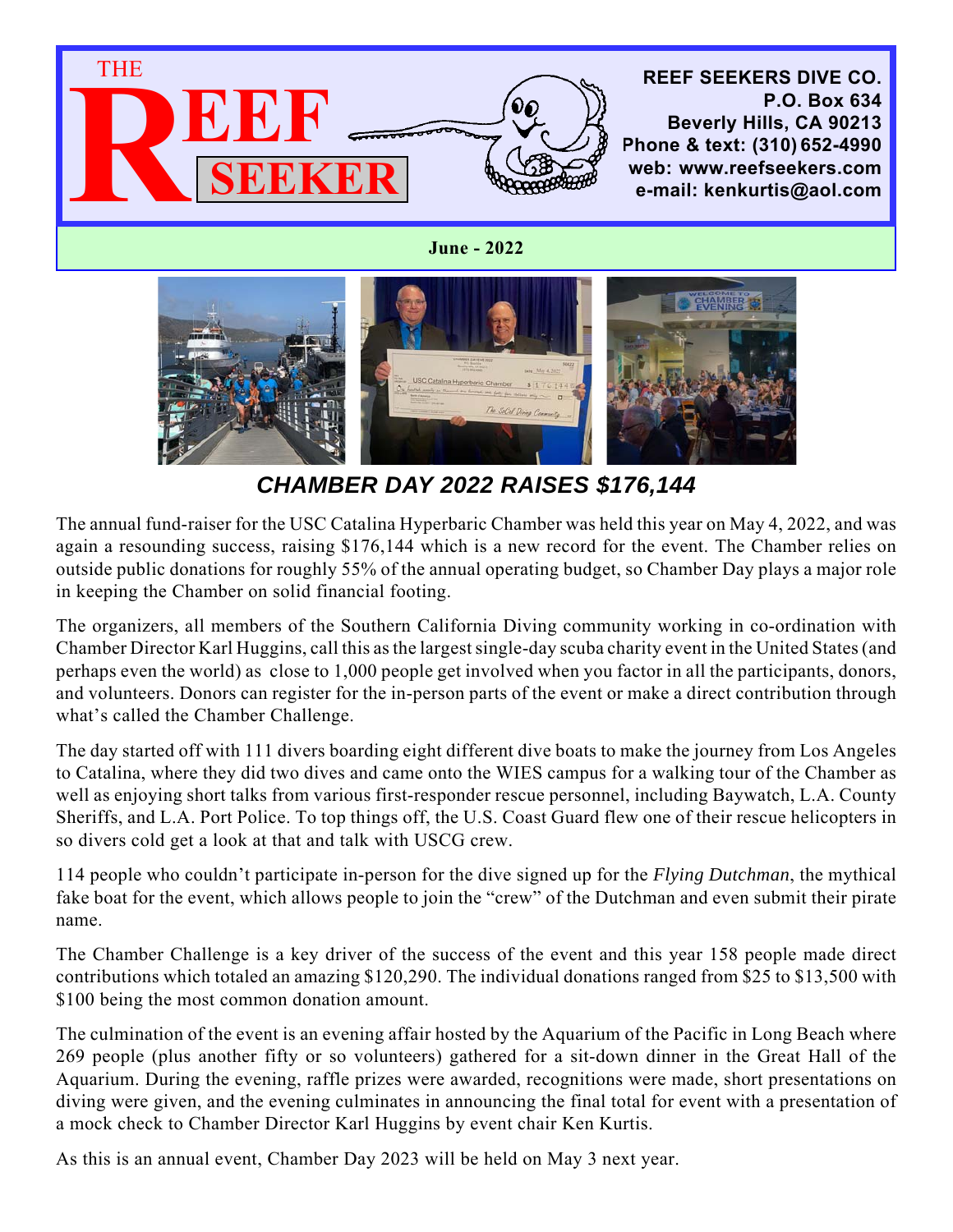# THE REEF SEEKER

**REEF SEEKERS DIVE CO.**
**P.O. Box 634**
**Beverly Hills, CA 90213**
**Phone & text: (310) 652-4990**
**web: www.reefseekers.com**
**e-mail: kenkurtis@aol.com**

**June - 2022**

## *CHAMBER DAY 2022 RAISES $176,144*

The annual fund-raiser for the USC Catalina Hyperbaric Chamber was held this year on May 4, 2022, and was again a resounding success, raising $176,144 which is a new record for the event. The Chamber relies on outside public donations for roughly 55% of the annual operating budget, so Chamber Day plays a major role in keeping the Chamber on solid financial footing.

The organizers, all members of the Southern California Diving community working in co-ordination with Chamber Director Karl Huggins, call this as the largest single-day scuba charity event in the United States (and perhaps even the world) as close to 1,000 people get involved when you factor in all the participants, donors, and volunteers. Donors can register for the in-person parts of the event or make a direct contribution through what's called the Chamber Challenge.

The day started off with 111 divers boarding eight different dive boats to make the journey from Los Angeles to Catalina, where they did two dives and came onto the WIES campus for a walking tour of the Chamber as well as enjoying short talks from various first-responder rescue personnel, including Baywatch, L.A. County Sheriffs, and L.A. Port Police. To top things off, the U.S. Coast Guard flew one of their rescue helicopters in so divers cold get a look at that and talk with USCG crew.

114 people who couldn't participate in-person for the dive signed up for the *Flying Dutchman*, the mythical fake boat for the event, which allows people to join the "crew" of the Dutchman and even submit their pirate name.

The Chamber Challenge is a key driver of the success of the event and this year 158 people made direct contributions which totaled an amazing $120,290. The individual donations ranged from $25 to $13,500 with $100 being the most common donation amount.

The culmination of the event is an evening affair hosted by the Aquarium of the Pacific in Long Beach where 269 people (plus another fifty or so volunteers) gathered for a sit-down dinner in the Great Hall of the Aquarium. During the evening, raffle prizes were awarded, recognitions were made, short presentations on diving were given, and the evening culminates in announcing the final total for event with a presentation of a mock check to Chamber Director Karl Huggins by event chair Ken Kurtis.

As this is an annual event, Chamber Day 2023 will be held on May 3 next year.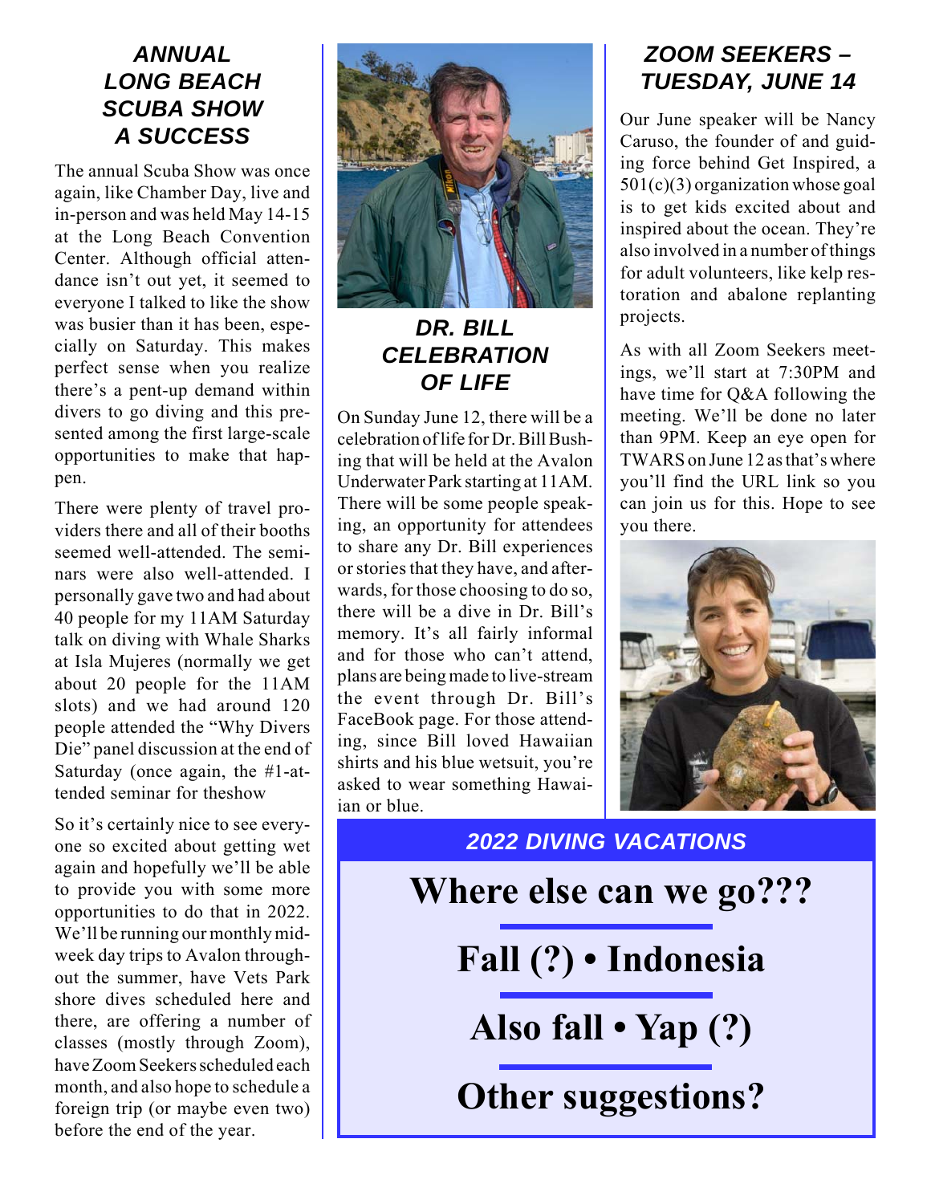## ANNUAL LONG BEACH SCUBA SHOW A SUCCESS

The annual Scuba Show was once again, like Chamber Day, live and in-person and was held May 14-15 at the Long Beach Convention Center. Although official attendance isn't out yet, it seemed to everyone I talked to like the show was busier than it has been, especially on Saturday. This makes perfect sense when you realize there's a pent-up demand within divers to go diving and this presented among the first large-scale opportunities to make that happen.

There were plenty of travel providers there and all of their booths seemed well-attended. The seminars were also well-attended. I personally gave two and had about 40 people for my 11AM Saturday talk on diving with Whale Sharks at Isla Mujeres (normally we get about 20 people for the 11AM slots) and we had around 120 people attended the "Why Divers Die" panel discussion at the end of Saturday (once again, the #1-attended seminar for theshow

So it's certainly nice to see everyone so excited about getting wet again and hopefully we'll be able to provide you with some more opportunities to do that in 2022. We'll be running our monthly mid-week day trips to Avalon throughout the summer, have Vets Park shore dives scheduled here and there, are offering a number of classes (mostly through Zoom), have Zoom Seekers scheduled each month, and also hope to schedule a foreign trip (or maybe even two) before the end of the year.

## DR. BILL CELEBRATION OF LIFE

On Sunday June 12, there will be a celebration of life for Dr. Bill Bushing that will be held at the Avalon Underwater Park starting at 11AM. There will be some people speaking, an opportunity for attendees to share any Dr. Bill experiences or stories that they have, and afterwards, for those choosing to do so, there will be a dive in Dr. Bill's memory. It's all fairly informal and for those who can't attend, plans are being made to live-stream the event through Dr. Bill's FaceBook page. For those attending, since Bill loved Hawaiian shirts and his blue wetsuit, you're asked to wear something Hawaiian or blue.

## ZOOM SEEKERS – TUESDAY, JUNE 14

Our June speaker will be Nancy Caruso, the founder of and guiding force behind Get Inspired, a 501(c)(3) organization whose goal is to get kids excited about and inspired about the ocean. They're also involved in a number of things for adult volunteers, like kelp restoration and abalone replanting projects.

As with all Zoom Seekers meetings, we'll start at 7:30PM and have time for Q&A following the meeting. We'll be done no later than 9PM. Keep an eye open for TWARS on June 12 as that's where you'll find the URL link so you can join us for this. Hope to see you there.

## 2022 DIVING VACATIONS

**Where else can we go???**

**Fall (?) • Indonesia**

**Also fall • Yap (?)**

**Other suggestions?**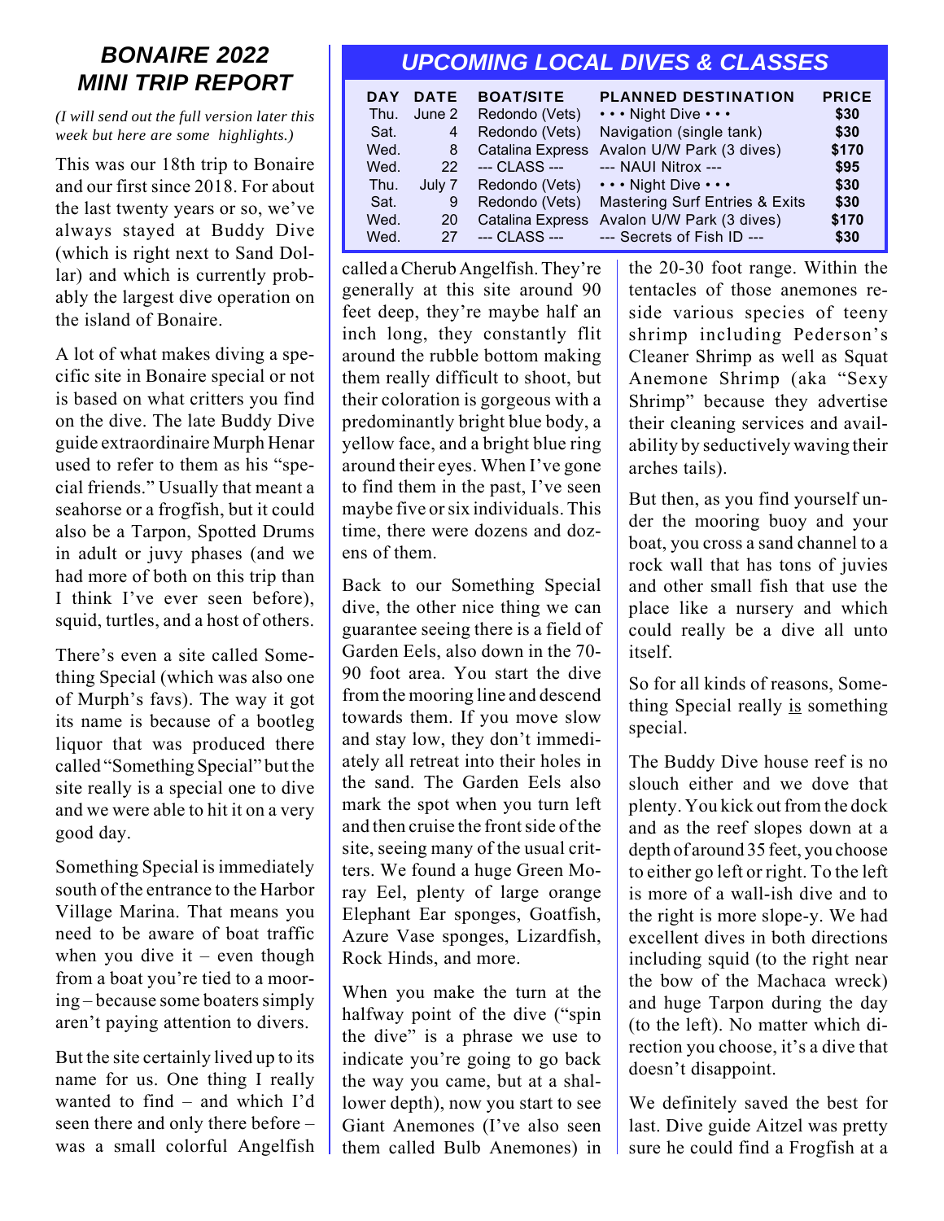# BONAIRE 2022 MINI TRIP REPORT

*(I will send out the full version later this week but here are some highlights.)*

This was our 18th trip to Bonaire and our first since 2018. For about the last twenty years or so, we've always stayed at Buddy Dive (which is right next to Sand Dollar) and which is currently probably the largest dive operation on the island of Bonaire.

A lot of what makes diving a specific site in Bonaire special or not is based on what critters you find on the dive. The late Buddy Dive guide extraordinaire Murph Henar used to refer to them as his "special friends." Usually that meant a seahorse or a frogfish, but it could also be a Tarpon, Spotted Drums in adult or juvy phases (and we had more of both on this trip than I think I've ever seen before), squid, turtles, and a host of others.

There's even a site called Something Special (which was also one of Murph's favs). The way it got its name is because of a bootleg liquor that was produced there called "Something Special" but the site really is a special one to dive and we were able to hit it on a very good day.

Something Special is immediately south of the entrance to the Harbor Village Marina. That means you need to be aware of boat traffic when you dive it – even though from a boat you're tied to a mooring – because some boaters simply aren't paying attention to divers.

But the site certainly lived up to its name for us. One thing I really wanted to find – and which I'd seen there and only there before – was a small colorful Angelfish called a Cherub Angelfish. They're generally at this site around 90 feet deep, they're maybe half an inch long, they constantly flit around the rubble bottom making them really difficult to shoot, but their coloration is gorgeous with a predominantly bright blue body, a yellow face, and a bright blue ring around their eyes. When I've gone to find them in the past, I've seen maybe five or six individuals. This time, there were dozens and dozens of them.

Back to our Something Special dive, the other nice thing we can guarantee seeing there is a field of Garden Eels, also down in the 70-90 foot area. You start the dive from the mooring line and descend towards them. If you move slow and stay low, they don't immediately all retreat into their holes in the sand. The Garden Eels also mark the spot when you turn left and then cruise the front side of the site, seeing many of the usual critters. We found a huge Green Moray Eel, plenty of large orange Elephant Ear sponges, Goatfish, Azure Vase sponges, Lizardfish, Rock Hinds, and more.

When you make the turn at the halfway point of the dive ("spin the dive" is a phrase we use to indicate you're going to go back the way you came, but at a shallower depth), now you start to see Giant Anemones (I've also seen them called Bulb Anemones) in the 20-30 foot range. Within the tentacles of those anemones reside various species of teeny shrimp including Pederson's Cleaner Shrimp as well as Squat Anemone Shrimp (aka "Sexy Shrimp" because they advertise their cleaning services and availability by seductively waving their arches tails).

But then, as you find yourself under the mooring buoy and your boat, you cross a sand channel to a rock wall that has tons of juvies and other small fish that use the place like a nursery and which could really be a dive all unto itself.

So for all kinds of reasons, Something Special really <u>is</u> something special.

The Buddy Dive house reef is no slouch either and we dove that plenty. You kick out from the dock and as the reef slopes down at a depth of around 35 feet, you choose to either go left or right. To the left is more of a wall-ish dive and to the right is more slope-y. We had excellent dives in both directions including squid (to the right near the bow of the Machaca wreck) and huge Tarpon during the day (to the left). No matter which direction you choose, it's a dive that doesn't disappoint.

We definitely saved the best for last. Dive guide Aitzel was pretty sure he could find a Frogfish at a

## UPCOMING LOCAL DIVES & CLASSES

| DAY | DATE | BOAT/SITE | PLANNED DESTINATION | PRICE |
|---|---|---|---|---|
| Thu. | June 2 | Redondo (Vets) | • • • Night Dive • • • | $30 |
| Sat. | 4 | Redondo (Vets) | Navigation (single tank) | $30 |
| Wed. | 8 | Catalina Express | Avalon U/W Park (3 dives) | $170 |
| Wed. | 22 | --- CLASS --- | --- NAUI Nitrox --- | $95 |
| Thu. | July 7 | Redondo (Vets) | • • • Night Dive • • • | $30 |
| Sat. | 9 | Redondo (Vets) | Mastering Surf Entries & Exits | $30 |
| Wed. | 20 | Catalina Express | Avalon U/W Park (3 dives) | $170 |
| Wed. | 27 | --- CLASS --- | --- Secrets of Fish ID --- | $30 |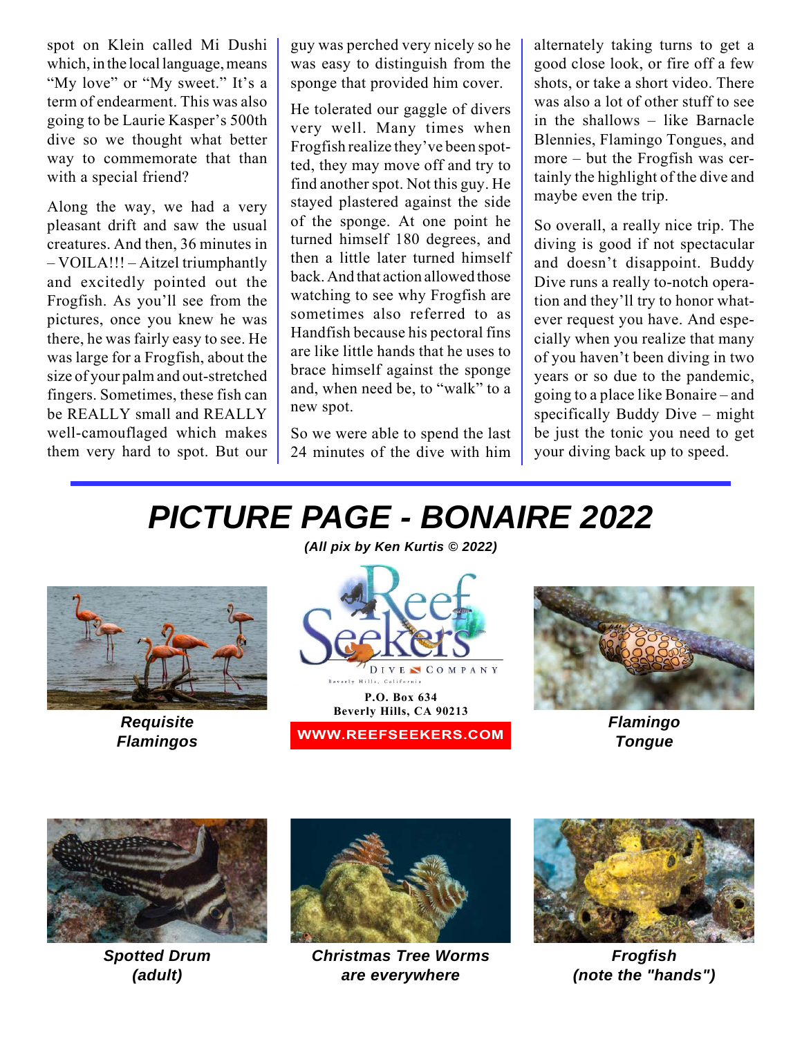spot on Klein called Mi Dushi which, in the local language, means "My love" or "My sweet." It's a term of endearment. This was also going to be Laurie Kasper's 500th dive so we thought what better way to commemorate that than with a special friend?

Along the way, we had a very pleasant drift and saw the usual creatures. And then, 36 minutes in – VOILA!!! – Aitzel triumphantly and excitedly pointed out the Frogfish. As you'll see from the pictures, once you knew he was there, he was fairly easy to see. He was large for a Frogfish, about the size of your palm and out-stretched fingers. Sometimes, these fish can be REALLY small and REALLY well-camouflaged which makes them very hard to spot. But our guy was perched very nicely so he was easy to distinguish from the sponge that provided him cover.

He tolerated our gaggle of divers very well. Many times when Frogfish realize they've been spotted, they may move off and try to find another spot. Not this guy. He stayed plastered against the side of the sponge. At one point he turned himself 180 degrees, and then a little later turned himself back. And that action allowed those watching to see why Frogfish are sometimes also referred to as Handfish because his pectoral fins are like little hands that he uses to brace himself against the sponge and, when need be, to "walk" to a new spot.

So we were able to spend the last 24 minutes of the dive with him alternately taking turns to get a good close look, or fire off a few shots, or take a short video. There was also a lot of other stuff to see in the shallows – like Barnacle Blennies, Flamingo Tongues, and more – but the Frogfish was certainly the highlight of the dive and maybe even the trip.

So overall, a really nice trip. The diving is good if not spectacular and doesn't disappoint. Buddy Dive runs a really to-notch operation and they'll try to honor whatever request you have. And especially when you realize that many of you haven't been diving in two years or so due to the pandemic, going to a place like Bonaire – and specifically Buddy Dive – might be just the tonic you need to get your diving back up to speed.

# PICTURE PAGE - BONAIRE 2022

***(All pix by Ken Kurtis © 2022)***

***Requisite Flamingos***

Reef Seekers DIVE COMPANY
Beverly Hills, California

**P.O. Box 634**
**Beverly Hills, CA 90213**

**WWW.REEFSEEKERS.COM**

***Flamingo Tongue***

***Spotted Drum (adult)***

***Christmas Tree Worms are everywhere***

***Frogfish (note the "hands")***